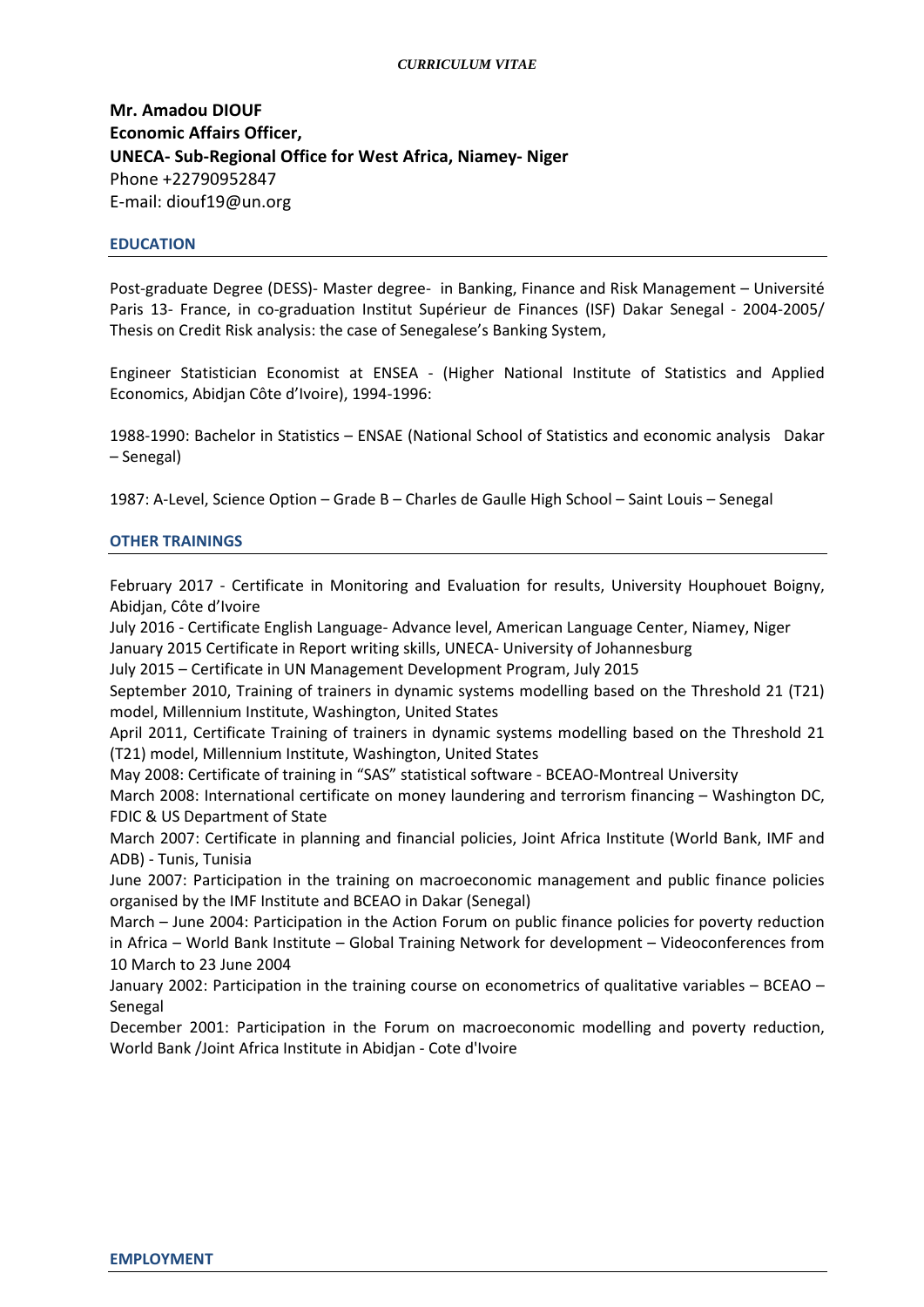*CURRICULUM VITAE*

**Mr. Amadou DIOUF**
**Economic Affairs Officer,**
**UNECA- Sub-Regional Office for West Africa, Niamey- Niger**
Phone +22790952847
E-mail: diouf19@un.org

## EDUCATION

Post-graduate Degree (DESS)- Master degree- in Banking, Finance and Risk Management – Université Paris 13- France, in co-graduation Institut Supérieur de Finances (ISF) Dakar Senegal - 2004-2005/ Thesis on Credit Risk analysis: the case of Senegalese's Banking System,

Engineer Statistician Economist at ENSEA - (Higher National Institute of Statistics and Applied Economics, Abidjan Côte d'Ivoire), 1994-1996:

1988-1990: Bachelor in Statistics – ENSAE (National School of Statistics and economic analysis Dakar – Senegal)

1987: A-Level, Science Option – Grade B – Charles de Gaulle High School – Saint Louis – Senegal

## OTHER TRAININGS

February 2017 - Certificate in Monitoring and Evaluation for results, University Houphouet Boigny, Abidjan, Côte d'Ivoire
July 2016 - Certificate English Language- Advance level, American Language Center, Niamey, Niger
January 2015 Certificate in Report writing skills, UNECA- University of Johannesburg
July 2015 – Certificate in UN Management Development Program, July 2015
September 2010, Training of trainers in dynamic systems modelling based on the Threshold 21 (T21) model, Millennium Institute, Washington, United States
April 2011, Certificate Training of trainers in dynamic systems modelling based on the Threshold 21 (T21) model, Millennium Institute, Washington, United States
May 2008: Certificate of training in "SAS" statistical software - BCEAO-Montreal University
March 2008: International certificate on money laundering and terrorism financing – Washington DC, FDIC & US Department of State
March 2007: Certificate in planning and financial policies, Joint Africa Institute (World Bank, IMF and ADB) - Tunis, Tunisia
June 2007: Participation in the training on macroeconomic management and public finance policies organised by the IMF Institute and BCEAO in Dakar (Senegal)
March – June 2004: Participation in the Action Forum on public finance policies for poverty reduction in Africa – World Bank Institute – Global Training Network for development – Videoconferences from 10 March to 23 June 2004
January 2002: Participation in the training course on econometrics of qualitative variables – BCEAO – Senegal
December 2001: Participation in the Forum on macroeconomic modelling and poverty reduction, World Bank /Joint Africa Institute in Abidjan - Cote d'Ivoire

## EMPLOYMENT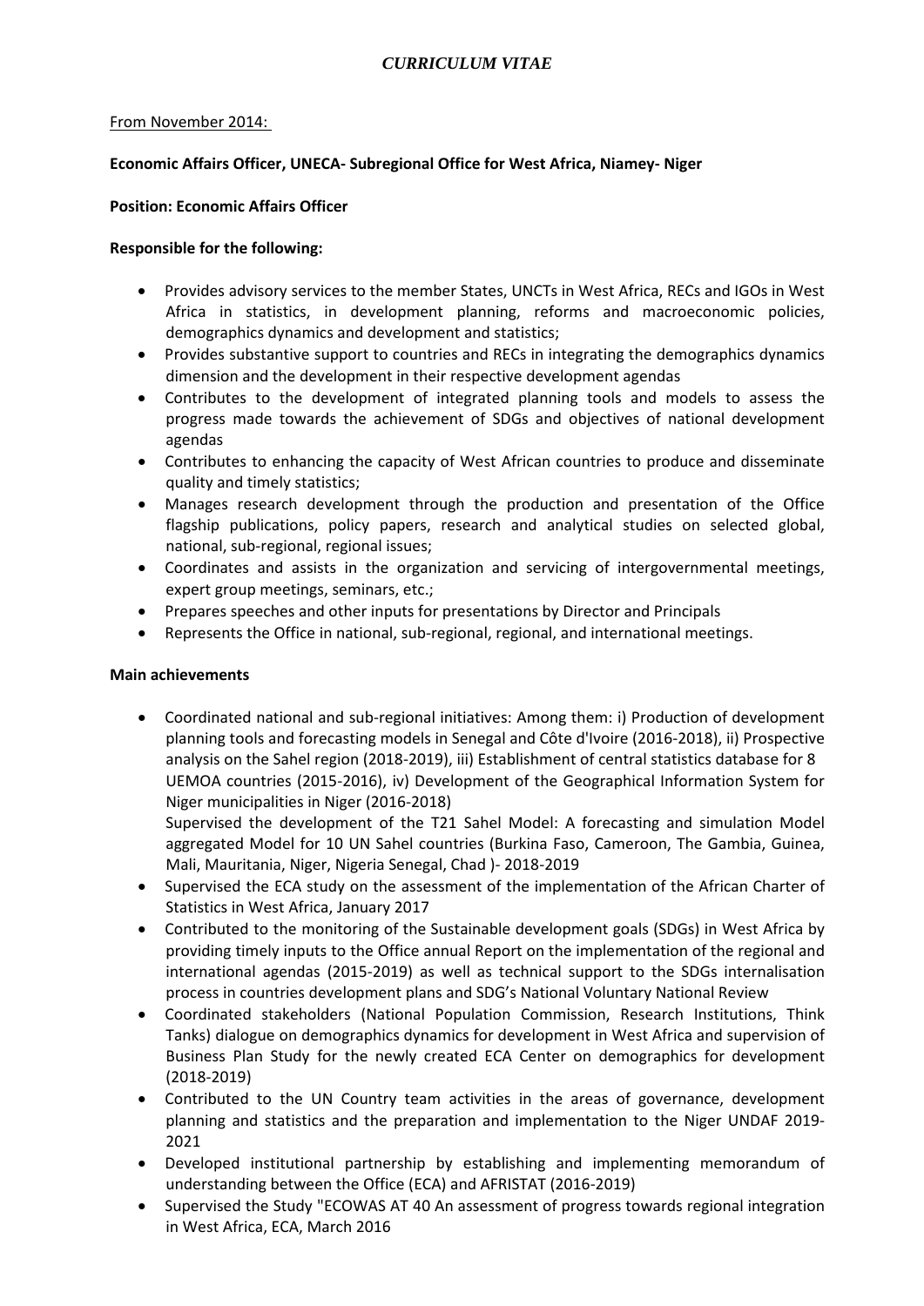# *CURRICULUM VITAE*

From November 2014:

**Economic Affairs Officer, UNECA- Subregional Office for West Africa, Niamey- Niger**

**Position: Economic Affairs Officer**

**Responsible for the following:**

- Provides advisory services to the member States, UNCTs in West Africa, RECs and IGOs in West Africa in statistics, in development planning, reforms and macroeconomic policies, demographics dynamics and development and statistics;
- Provides substantive support to countries and RECs in integrating the demographics dynamics dimension and the development in their respective development agendas
- Contributes to the development of integrated planning tools and models to assess the progress made towards the achievement of SDGs and objectives of national development agendas
- Contributes to enhancing the capacity of West African countries to produce and disseminate quality and timely statistics;
- Manages research development through the production and presentation of the Office flagship publications, policy papers, research and analytical studies on selected global, national, sub-regional, regional issues;
- Coordinates and assists in the organization and servicing of intergovernmental meetings, expert group meetings, seminars, etc.;
- Prepares speeches and other inputs for presentations by Director and Principals
- Represents the Office in national, sub-regional, regional, and international meetings.

**Main achievements**

- Coordinated national and sub-regional initiatives: Among them: i) Production of development planning tools and forecasting models in Senegal and Côte d'Ivoire (2016-2018), ii) Prospective analysis on the Sahel region (2018-2019), iii) Establishment of central statistics database for 8 UEMOA countries (2015-2016), iv) Development of the Geographical Information System for Niger municipalities in Niger (2016-2018)
  Supervised the development of the T21 Sahel Model: A forecasting and simulation Model aggregated Model for 10 UN Sahel countries (Burkina Faso, Cameroon, The Gambia, Guinea, Mali, Mauritania, Niger, Nigeria Senegal, Chad )- 2018-2019
- Supervised the ECA study on the assessment of the implementation of the African Charter of Statistics in West Africa, January 2017
- Contributed to the monitoring of the Sustainable development goals (SDGs) in West Africa by providing timely inputs to the Office annual Report on the implementation of the regional and international agendas (2015-2019) as well as technical support to the SDGs internalisation process in countries development plans and SDG's National Voluntary National Review
- Coordinated stakeholders (National Population Commission, Research Institutions, Think Tanks) dialogue on demographics dynamics for development in West Africa and supervision of Business Plan Study for the newly created ECA Center on demographics for development (2018-2019)
- Contributed to the UN Country team activities in the areas of governance, development planning and statistics and the preparation and implementation to the Niger UNDAF 2019-2021
- Developed institutional partnership by establishing and implementing memorandum of understanding between the Office (ECA) and AFRISTAT (2016-2019)
- Supervised the Study "ECOWAS AT 40 An assessment of progress towards regional integration in West Africa, ECA, March 2016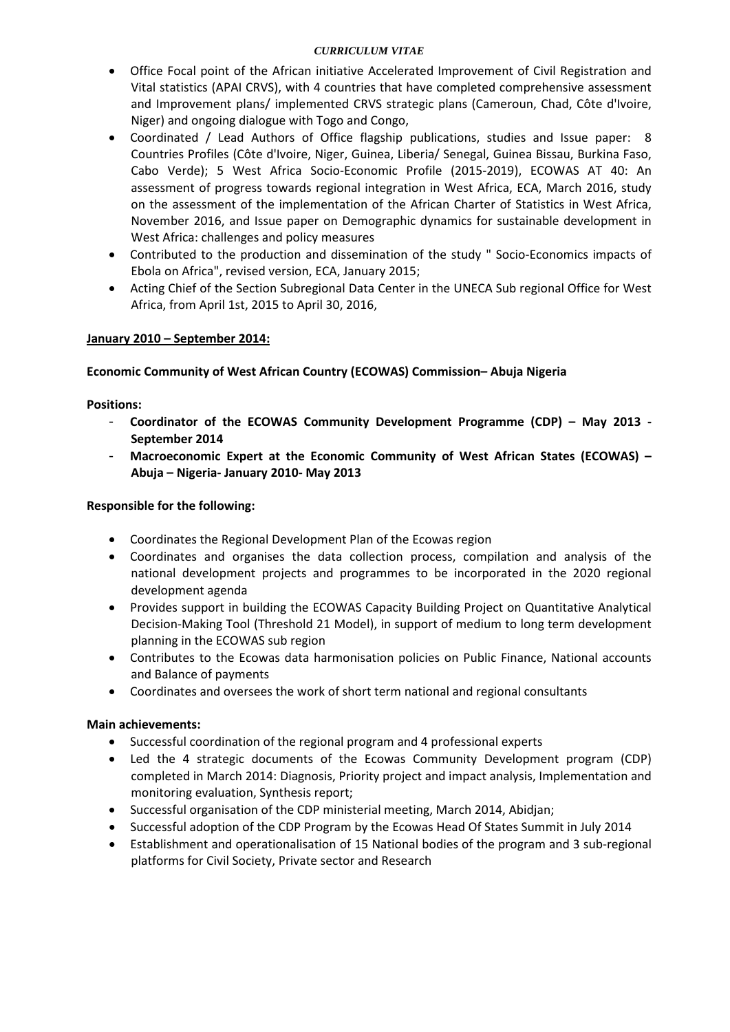- Office Focal point of the African initiative Accelerated Improvement of Civil Registration and Vital statistics (APAI CRVS), with 4 countries that have completed comprehensive assessment and Improvement plans/ implemented CRVS strategic plans (Cameroun, Chad, Côte d'Ivoire, Niger) and ongoing dialogue with Togo and Congo,
- Coordinated / Lead Authors of Office flagship publications, studies and Issue paper: 8 Countries Profiles (Côte d'Ivoire, Niger, Guinea, Liberia/ Senegal, Guinea Bissau, Burkina Faso, Cabo Verde); 5 West Africa Socio-Economic Profile (2015-2019), ECOWAS AT 40: An assessment of progress towards regional integration in West Africa, ECA, March 2016, study on the assessment of the implementation of the African Charter of Statistics in West Africa, November 2016, and Issue paper on Demographic dynamics for sustainable development in West Africa: challenges and policy measures
- Contributed to the production and dissemination of the study " Socio-Economics impacts of Ebola on Africa", revised version, ECA, January 2015;
- Acting Chief of the Section Subregional Data Center in the UNECA Sub regional Office for West Africa, from April 1st, 2015 to April 30, 2016,

**January 2010 – September 2014:**

**Economic Community of West African Country (ECOWAS) Commission– Abuja Nigeria**

**Positions:**

- **Coordinator of the ECOWAS Community Development Programme (CDP) – May 2013 - September 2014**
- **Macroeconomic Expert at the Economic Community of West African States (ECOWAS) – Abuja – Nigeria- January 2010- May 2013**

**Responsible for the following:**

- Coordinates the Regional Development Plan of the Ecowas region
- Coordinates and organises the data collection process, compilation and analysis of the national development projects and programmes to be incorporated in the 2020 regional development agenda
- Provides support in building the ECOWAS Capacity Building Project on Quantitative Analytical Decision-Making Tool (Threshold 21 Model), in support of medium to long term development planning in the ECOWAS sub region
- Contributes to the Ecowas data harmonisation policies on Public Finance, National accounts and Balance of payments
- Coordinates and oversees the work of short term national and regional consultants

**Main achievements:**

- Successful coordination of the regional program and 4 professional experts
- Led the 4 strategic documents of the Ecowas Community Development program (CDP) completed in March 2014: Diagnosis, Priority project and impact analysis, Implementation and monitoring evaluation, Synthesis report;
- Successful organisation of the CDP ministerial meeting, March 2014, Abidjan;
- Successful adoption of the CDP Program by the Ecowas Head Of States Summit in July 2014
- Establishment and operationalisation of 15 National bodies of the program and 3 sub-regional platforms for Civil Society, Private sector and Research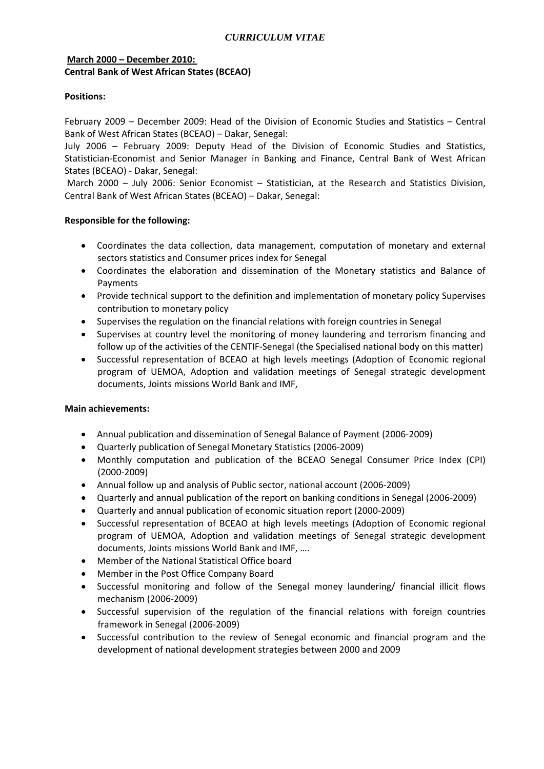*CURRICULUM VITAE*

**March 2000 – December 2010:**
**Central Bank of West African States (BCEAO)**

**Positions:**

February 2009 – December 2009: Head of the Division of Economic Studies and Statistics – Central Bank of West African States (BCEAO) – Dakar, Senegal:
July 2006 – February 2009: Deputy Head of the Division of Economic Studies and Statistics, Statistician-Economist and Senior Manager in Banking and Finance, Central Bank of West African States (BCEAO) - Dakar, Senegal:
March 2000 – July 2006: Senior Economist – Statistician, at the Research and Statistics Division, Central Bank of West African States (BCEAO) – Dakar, Senegal:

**Responsible for the following:**

- Coordinates the data collection, data management, computation of monetary and external sectors statistics and Consumer prices index for Senegal
- Coordinates the elaboration and dissemination of the Monetary statistics and Balance of Payments
- Provide technical support to the definition and implementation of monetary policy Supervises contribution to monetary policy
- Supervises the regulation on the financial relations with foreign countries in Senegal
- Supervises at country level the monitoring of money laundering and terrorism financing and follow up of the activities of the CENTIF-Senegal (the Specialised national body on this matter)
- Successful representation of BCEAO at high levels meetings (Adoption of Economic regional program of UEMOA, Adoption and validation meetings of Senegal strategic development documents, Joints missions World Bank and IMF,

**Main achievements:**

- Annual publication and dissemination of Senegal Balance of Payment (2006-2009)
- Quarterly publication of Senegal Monetary Statistics (2006-2009)
- Monthly computation and publication of the BCEAO Senegal Consumer Price Index (CPI) (2000-2009)
- Annual follow up and analysis of Public sector, national account (2006-2009)
- Quarterly and annual publication of the report on banking conditions in Senegal (2006-2009)
- Quarterly and annual publication of economic situation report (2000-2009)
- Successful representation of BCEAO at high levels meetings (Adoption of Economic regional program of UEMOA, Adoption and validation meetings of Senegal strategic development documents, Joints missions World Bank and IMF, ….
- Member of the National Statistical Office board
- Member in the Post Office Company Board
- Successful monitoring and follow of the Senegal money laundering/ financial illicit flows mechanism (2006-2009)
- Successful supervision of the regulation of the financial relations with foreign countries framework in Senegal (2006-2009)
- Successful contribution to the review of Senegal economic and financial program and the development of national development strategies between 2000 and 2009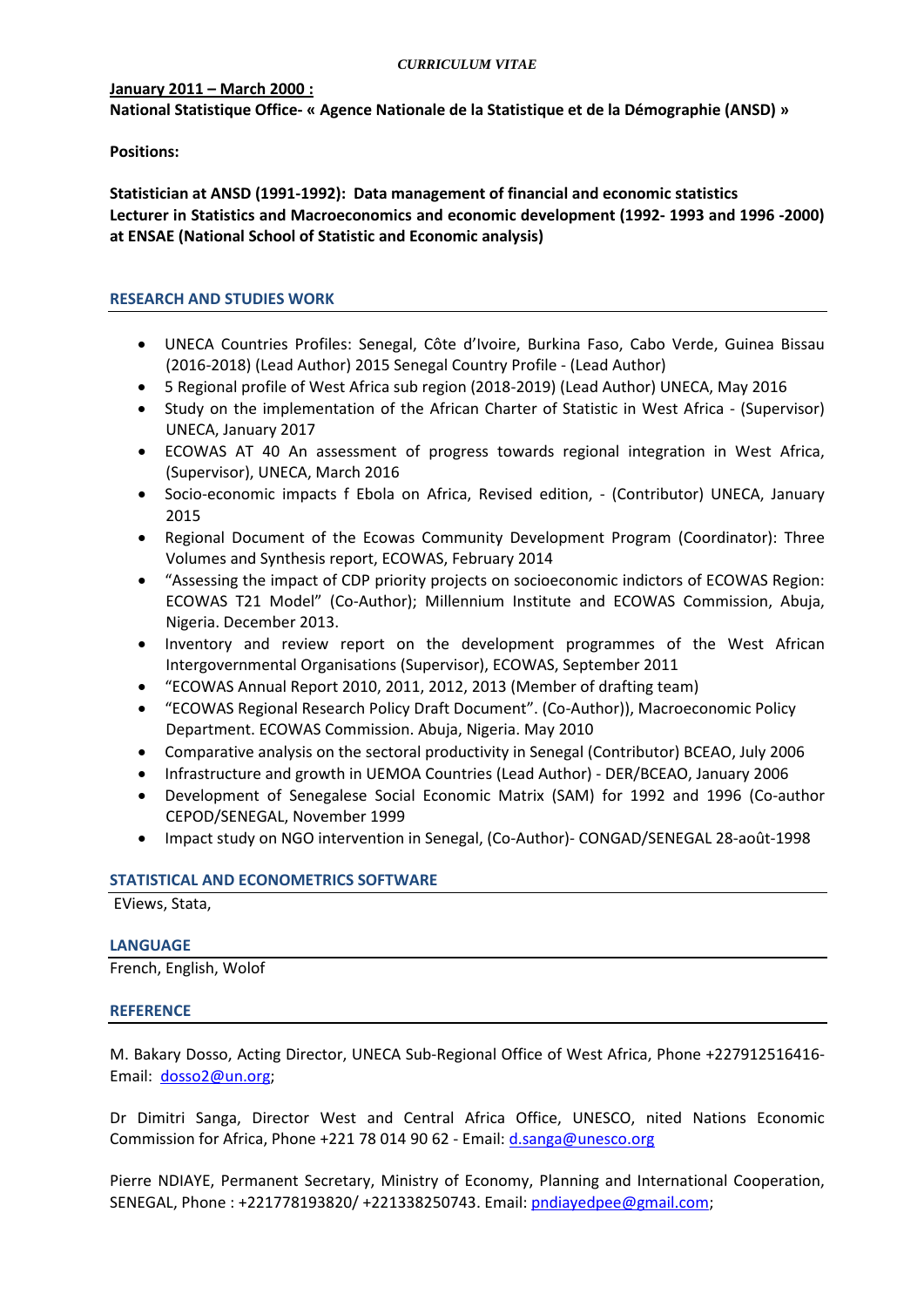*CURRICULUM VITAE*

**January 2011 – March 2000 :**
**National Statistique Office- « Agence Nationale de la Statistique et de la Démographie (ANSD) »**

**Positions:**

**Statistician at ANSD (1991-1992): Data management of financial and economic statistics**
**Lecturer in Statistics and Macroeconomics and economic development (1992- 1993 and 1996 -2000) at ENSAE (National School of Statistic and Economic analysis)**

## RESEARCH AND STUDIES WORK

- UNECA Countries Profiles: Senegal, Côte d'Ivoire, Burkina Faso, Cabo Verde, Guinea Bissau (2016-2018) (Lead Author) 2015 Senegal Country Profile - (Lead Author)
- 5 Regional profile of West Africa sub region (2018-2019) (Lead Author) UNECA, May 2016
- Study on the implementation of the African Charter of Statistic in West Africa - (Supervisor) UNECA, January 2017
- ECOWAS AT 40 An assessment of progress towards regional integration in West Africa, (Supervisor), UNECA, March 2016
- Socio-economic impacts f Ebola on Africa, Revised edition, - (Contributor) UNECA, January 2015
- Regional Document of the Ecowas Community Development Program (Coordinator): Three Volumes and Synthesis report, ECOWAS, February 2014
- "Assessing the impact of CDP priority projects on socioeconomic indictors of ECOWAS Region: ECOWAS T21 Model" (Co-Author); Millennium Institute and ECOWAS Commission, Abuja, Nigeria. December 2013.
- Inventory and review report on the development programmes of the West African Intergovernmental Organisations (Supervisor), ECOWAS, September 2011
- "ECOWAS Annual Report 2010, 2011, 2012, 2013 (Member of drafting team)
- "ECOWAS Regional Research Policy Draft Document". (Co-Author)), Macroeconomic Policy Department. ECOWAS Commission. Abuja, Nigeria. May 2010
- Comparative analysis on the sectoral productivity in Senegal (Contributor) BCEAO, July 2006
- Infrastructure and growth in UEMOA Countries (Lead Author) - DER/BCEAO, January 2006
- Development of Senegalese Social Economic Matrix (SAM) for 1992 and 1996 (Co-author CEPOD/SENEGAL, November 1999
- Impact study on NGO intervention in Senegal, (Co-Author)- CONGAD/SENEGAL 28-août-1998

## STATISTICAL AND ECONOMETRICS SOFTWARE

EViews, Stata,

## LANGUAGE

French, English, Wolof

## REFERENCE

M. Bakary Dosso, Acting Director, UNECA Sub-Regional Office of West Africa, Phone +227912516416- Email: dosso2@un.org;

Dr Dimitri Sanga, Director West and Central Africa Office, UNESCO, nited Nations Economic Commission for Africa, Phone +221 78 014 90 62 - Email: d.sanga@unesco.org

Pierre NDIAYE, Permanent Secretary, Ministry of Economy, Planning and International Cooperation, SENEGAL, Phone : +221778193820/ +221338250743. Email: pndiayedpee@gmail.com;